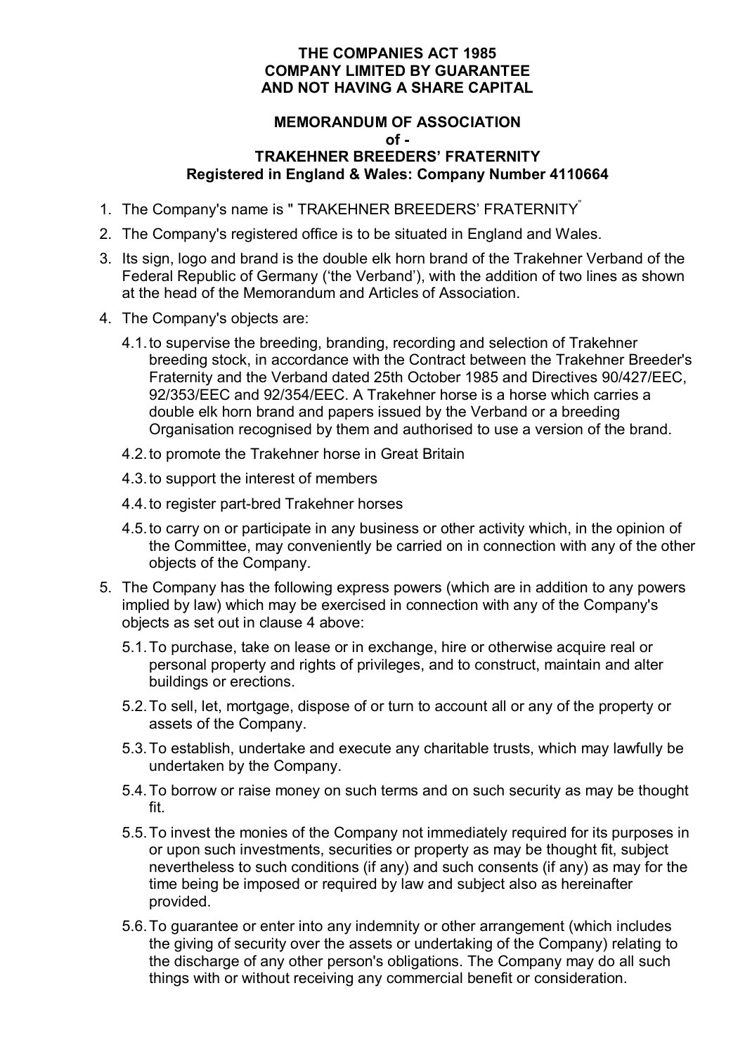**THE COMPANIES ACT 1985**
**COMPANY LIMITED BY GUARANTEE**
**AND NOT HAVING A SHARE CAPITAL**

# MEMORANDUM OF ASSOCIATION
**of -**
# TRAKEHNER BREEDERS' FRATERNITY
**Registered in England & Wales: Company Number 4110664**

1. The Company's name is " TRAKEHNER BREEDERS' FRATERNITY"
2. The Company's registered office is to be situated in England and Wales.
3. Its sign, logo and brand is the double elk horn brand of the Trakehner Verband of the Federal Republic of Germany ('the Verband'), with the addition of two lines as shown at the head of the Memorandum and Articles of Association.
4. The Company's objects are:
   4.1. to supervise the breeding, branding, recording and selection of Trakehner breeding stock, in accordance with the Contract between the Trakehner Breeder's Fraternity and the Verband dated 25th October 1985 and Directives 90/427/EEC, 92/353/EEC and 92/354/EEC. A Trakehner horse is a horse which carries a double elk horn brand and papers issued by the Verband or a breeding Organisation recognised by them and authorised to use a version of the brand.
   4.2. to promote the Trakehner horse in Great Britain
   4.3. to support the interest of members
   4.4. to register part-bred Trakehner horses
   4.5. to carry on or participate in any business or other activity which, in the opinion of the Committee, may conveniently be carried on in connection with any of the other objects of the Company.
5. The Company has the following express powers (which are in addition to any powers implied by law) which may be exercised in connection with any of the Company's objects as set out in clause 4 above:
   5.1. To purchase, take on lease or in exchange, hire or otherwise acquire real or personal property and rights of privileges, and to construct, maintain and alter buildings or erections.
   5.2. To sell, let, mortgage, dispose of or turn to account all or any of the property or assets of the Company.
   5.3. To establish, undertake and execute any charitable trusts, which may lawfully be undertaken by the Company.
   5.4. To borrow or raise money on such terms and on such security as may be thought fit.
   5.5. To invest the monies of the Company not immediately required for its purposes in or upon such investments, securities or property as may be thought fit, subject nevertheless to such conditions (if any) and such consents (if any) as may for the time being be imposed or required by law and subject also as hereinafter provided.
   5.6. To guarantee or enter into any indemnity or other arrangement (which includes the giving of security over the assets or undertaking of the Company) relating to the discharge of any other person's obligations. The Company may do all such things with or without receiving any commercial benefit or consideration.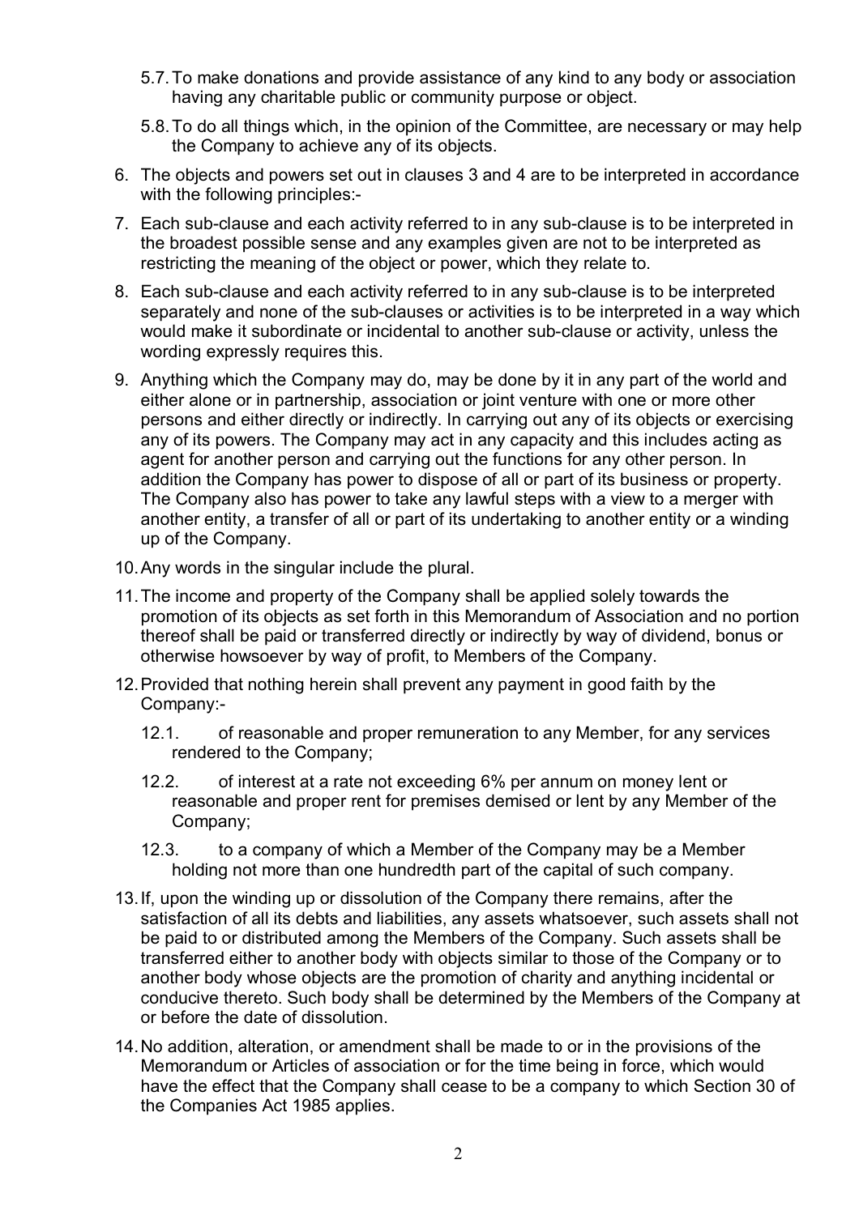5.7. To make donations and provide assistance of any kind to any body or association having any charitable public or community purpose or object.

5.8. To do all things which, in the opinion of the Committee, are necessary or may help the Company to achieve any of its objects.

6. The objects and powers set out in clauses 3 and 4 are to be interpreted in accordance with the following principles:-

7. Each sub-clause and each activity referred to in any sub-clause is to be interpreted in the broadest possible sense and any examples given are not to be interpreted as restricting the meaning of the object or power, which they relate to.

8. Each sub-clause and each activity referred to in any sub-clause is to be interpreted separately and none of the sub-clauses or activities is to be interpreted in a way which would make it subordinate or incidental to another sub-clause or activity, unless the wording expressly requires this.

9. Anything which the Company may do, may be done by it in any part of the world and either alone or in partnership, association or joint venture with one or more other persons and either directly or indirectly. In carrying out any of its objects or exercising any of its powers. The Company may act in any capacity and this includes acting as agent for another person and carrying out the functions for any other person. In addition the Company has power to dispose of all or part of its business or property. The Company also has power to take any lawful steps with a view to a merger with another entity, a transfer of all or part of its undertaking to another entity or a winding up of the Company.

10. Any words in the singular include the plural.

11. The income and property of the Company shall be applied solely towards the promotion of its objects as set forth in this Memorandum of Association and no portion thereof shall be paid or transferred directly or indirectly by way of dividend, bonus or otherwise howsoever by way of profit, to Members of the Company.

12. Provided that nothing herein shall prevent any payment in good faith by the Company:-

    12.1. of reasonable and proper remuneration to any Member, for any services rendered to the Company;

    12.2. of interest at a rate not exceeding 6% per annum on money lent or reasonable and proper rent for premises demised or lent by any Member of the Company;

    12.3. to a company of which a Member of the Company may be a Member holding not more than one hundredth part of the capital of such company.

13. If, upon the winding up or dissolution of the Company there remains, after the satisfaction of all its debts and liabilities, any assets whatsoever, such assets shall not be paid to or distributed among the Members of the Company. Such assets shall be transferred either to another body with objects similar to those of the Company or to another body whose objects are the promotion of charity and anything incidental or conducive thereto. Such body shall be determined by the Members of the Company at or before the date of dissolution.

14. No addition, alteration, or amendment shall be made to or in the provisions of the Memorandum or Articles of association or for the time being in force, which would have the effect that the Company shall cease to be a company to which Section 30 of the Companies Act 1985 applies.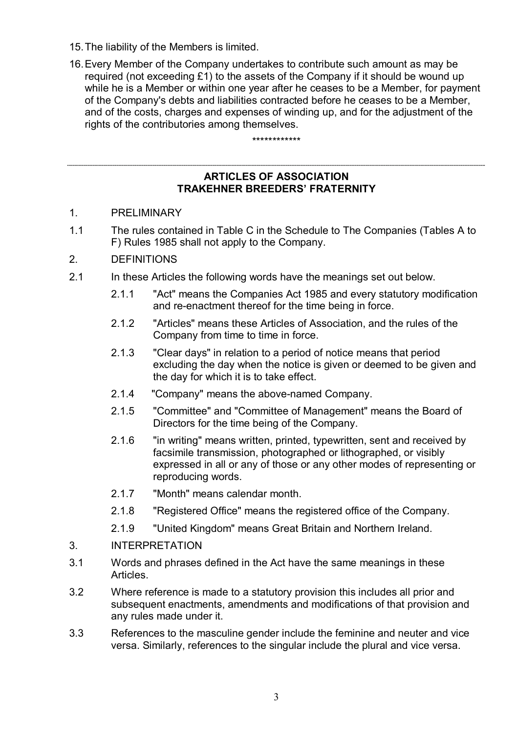15. The liability of the Members is limited.

16. Every Member of the Company undertakes to contribute such amount as may be required (not exceeding £1) to the assets of the Company if it should be wound up while he is a Member or within one year after he ceases to be a Member, for payment of the Company's debts and liabilities contracted before he ceases to be a Member, and of the costs, charges and expenses of winding up, and for the adjustment of the rights of the contributories among themselves.

************

---

## ARTICLES OF ASSOCIATION
## TRAKEHNER BREEDERS' FRATERNITY

1. PRELIMINARY

1.1 The rules contained in Table C in the Schedule to The Companies (Tables A to F) Rules 1985 shall not apply to the Company.

2. DEFINITIONS

2.1 In these Articles the following words have the meanings set out below.

  2.1.1 "Act" means the Companies Act 1985 and every statutory modification and re-enactment thereof for the time being in force.

  2.1.2 "Articles" means these Articles of Association, and the rules of the Company from time to time in force.

  2.1.3 "Clear days" in relation to a period of notice means that period excluding the day when the notice is given or deemed to be given and the day for which it is to take effect.

  2.1.4 "Company" means the above-named Company.

  2.1.5 "Committee" and "Committee of Management" means the Board of Directors for the time being of the Company.

  2.1.6 "in writing" means written, printed, typewritten, sent and received by facsimile transmission, photographed or lithographed, or visibly expressed in all or any of those or any other modes of representing or reproducing words.

  2.1.7 "Month" means calendar month.

  2.1.8 "Registered Office" means the registered office of the Company.

  2.1.9 "United Kingdom" means Great Britain and Northern Ireland.

3. INTERPRETATION

3.1 Words and phrases defined in the Act have the same meanings in these Articles.

3.2 Where reference is made to a statutory provision this includes all prior and subsequent enactments, amendments and modifications of that provision and any rules made under it.

3.3 References to the masculine gender include the feminine and neuter and vice versa. Similarly, references to the singular include the plural and vice versa.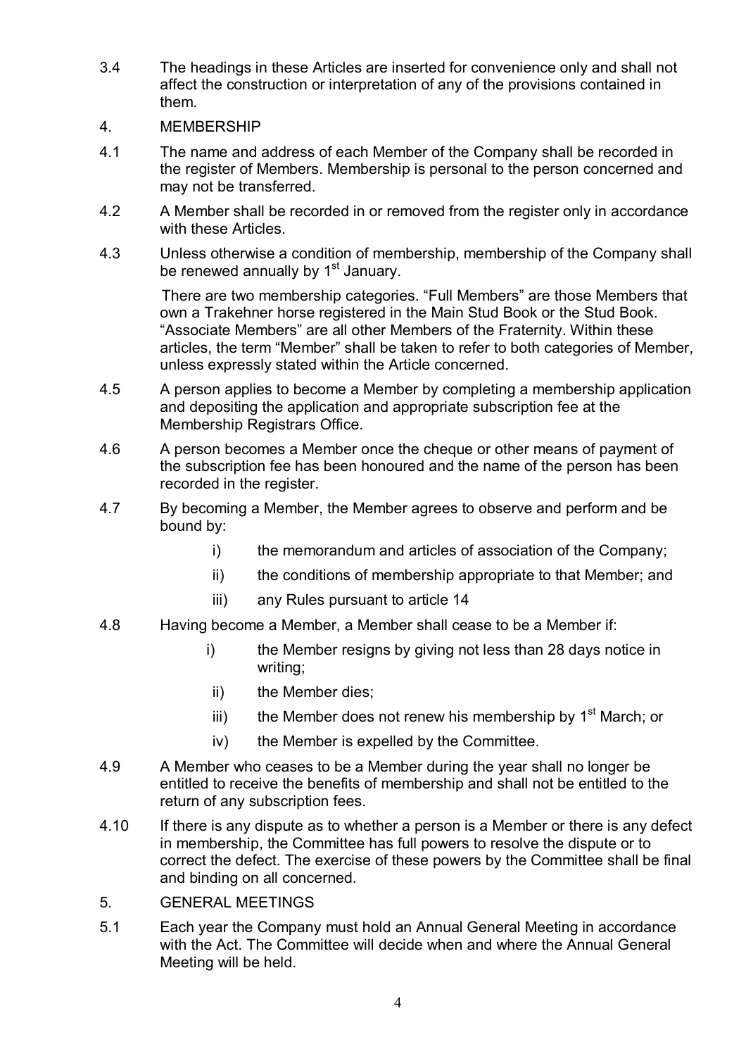3.4 The headings in these Articles are inserted for convenience only and shall not affect the construction or interpretation of any of the provisions contained in them.

## 4. MEMBERSHIP

4.1 The name and address of each Member of the Company shall be recorded in the register of Members. Membership is personal to the person concerned and may not be transferred.

4.2 A Member shall be recorded in or removed from the register only in accordance with these Articles.

4.3 Unless otherwise a condition of membership, membership of the Company shall be renewed annually by 1st January.

There are two membership categories. "Full Members" are those Members that own a Trakehner horse registered in the Main Stud Book or the Stud Book. "Associate Members" are all other Members of the Fraternity. Within these articles, the term "Member" shall be taken to refer to both categories of Member, unless expressly stated within the Article concerned.

4.5 A person applies to become a Member by completing a membership application and depositing the application and appropriate subscription fee at the Membership Registrars Office.

4.6 A person becomes a Member once the cheque or other means of payment of the subscription fee has been honoured and the name of the person has been recorded in the register.

4.7 By becoming a Member, the Member agrees to observe and perform and be bound by:

- i) the memorandum and articles of association of the Company;
- ii) the conditions of membership appropriate to that Member; and
- iii) any Rules pursuant to article 14

4.8 Having become a Member, a Member shall cease to be a Member if:

- i) the Member resigns by giving not less than 28 days notice in writing;
- ii) the Member dies;
- iii) the Member does not renew his membership by 1st March; or
- iv) the Member is expelled by the Committee.

4.9 A Member who ceases to be a Member during the year shall no longer be entitled to receive the benefits of membership and shall not be entitled to the return of any subscription fees.

4.10 If there is any dispute as to whether a person is a Member or there is any defect in membership, the Committee has full powers to resolve the dispute or to correct the defect. The exercise of these powers by the Committee shall be final and binding on all concerned.

## 5. GENERAL MEETINGS

5.1 Each year the Company must hold an Annual General Meeting in accordance with the Act. The Committee will decide when and where the Annual General Meeting will be held.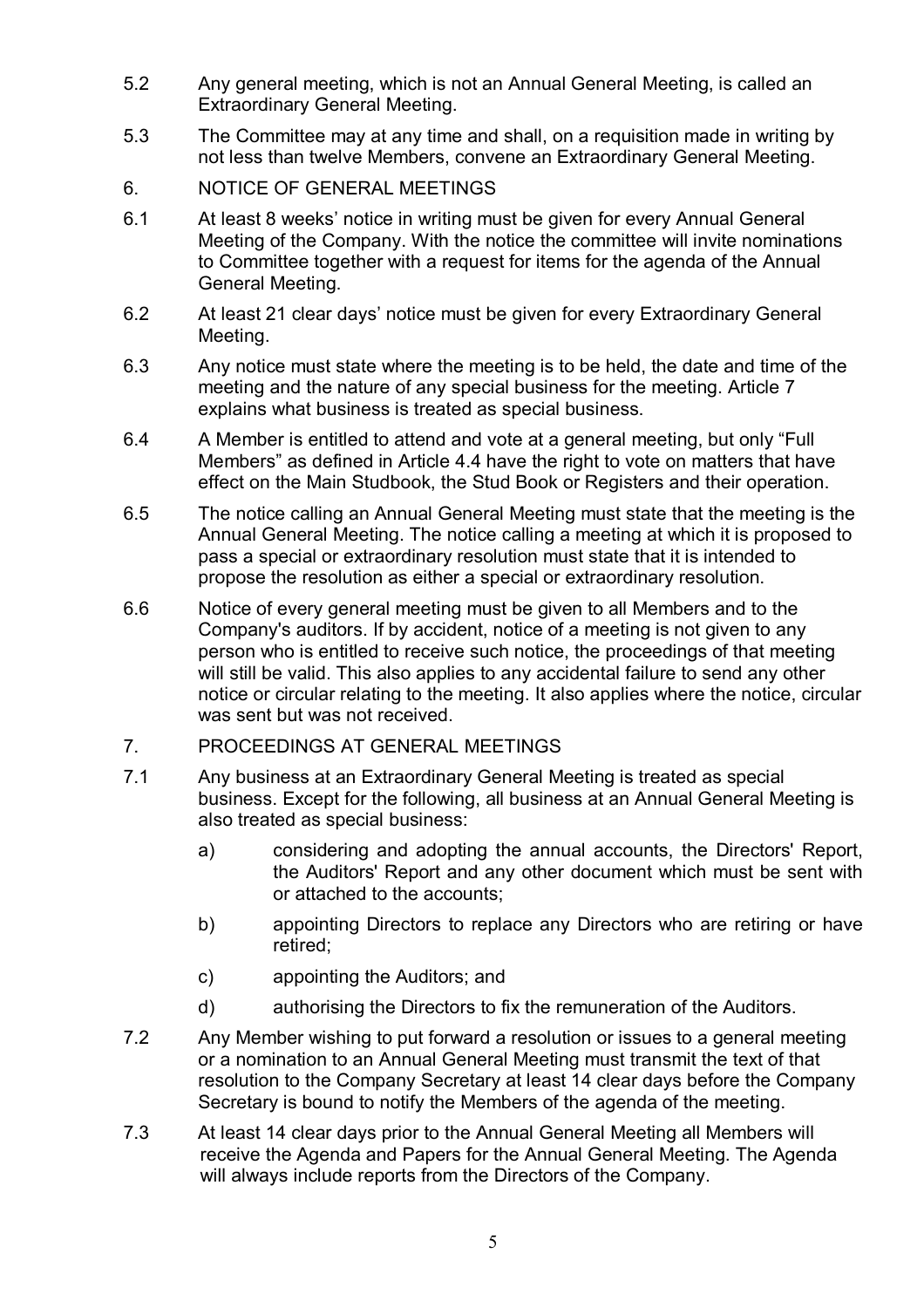5.2 Any general meeting, which is not an Annual General Meeting, is called an Extraordinary General Meeting.

5.3 The Committee may at any time and shall, on a requisition made in writing by not less than twelve Members, convene an Extraordinary General Meeting.

## 6. NOTICE OF GENERAL MEETINGS

6.1 At least 8 weeks' notice in writing must be given for every Annual General Meeting of the Company. With the notice the committee will invite nominations to Committee together with a request for items for the agenda of the Annual General Meeting.

6.2 At least 21 clear days' notice must be given for every Extraordinary General Meeting.

6.3 Any notice must state where the meeting is to be held, the date and time of the meeting and the nature of any special business for the meeting. Article 7 explains what business is treated as special business.

6.4 A Member is entitled to attend and vote at a general meeting, but only "Full Members" as defined in Article 4.4 have the right to vote on matters that have effect on the Main Studbook, the Stud Book or Registers and their operation.

6.5 The notice calling an Annual General Meeting must state that the meeting is the Annual General Meeting. The notice calling a meeting at which it is proposed to pass a special or extraordinary resolution must state that it is intended to propose the resolution as either a special or extraordinary resolution.

6.6 Notice of every general meeting must be given to all Members and to the Company's auditors. If by accident, notice of a meeting is not given to any person who is entitled to receive such notice, the proceedings of that meeting will still be valid. This also applies to any accidental failure to send any other notice or circular relating to the meeting. It also applies where the notice, circular was sent but was not received.

## 7. PROCEEDINGS AT GENERAL MEETINGS

7.1 Any business at an Extraordinary General Meeting is treated as special business. Except for the following, all business at an Annual General Meeting is also treated as special business:

a) considering and adopting the annual accounts, the Directors' Report, the Auditors' Report and any other document which must be sent with or attached to the accounts;

b) appointing Directors to replace any Directors who are retiring or have retired;

c) appointing the Auditors; and

d) authorising the Directors to fix the remuneration of the Auditors.

7.2 Any Member wishing to put forward a resolution or issues to a general meeting or a nomination to an Annual General Meeting must transmit the text of that resolution to the Company Secretary at least 14 clear days before the Company Secretary is bound to notify the Members of the agenda of the meeting.

7.3 At least 14 clear days prior to the Annual General Meeting all Members will receive the Agenda and Papers for the Annual General Meeting. The Agenda will always include reports from the Directors of the Company.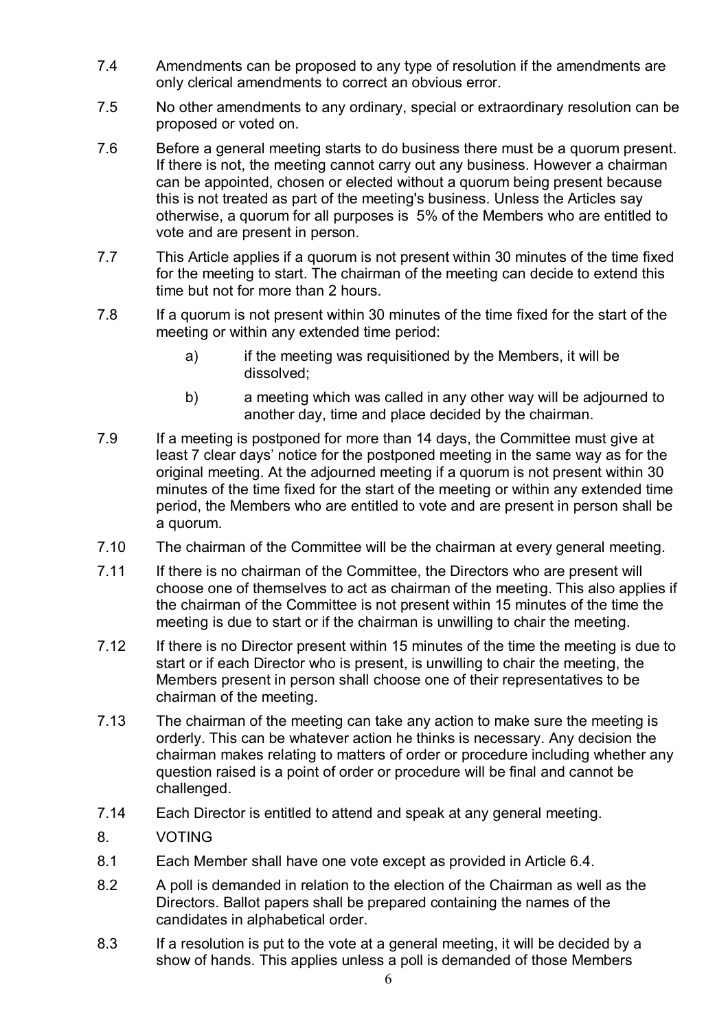7.4 Amendments can be proposed to any type of resolution if the amendments are only clerical amendments to correct an obvious error.

7.5 No other amendments to any ordinary, special or extraordinary resolution can be proposed or voted on.

7.6 Before a general meeting starts to do business there must be a quorum present. If there is not, the meeting cannot carry out any business. However a chairman can be appointed, chosen or elected without a quorum being present because this is not treated as part of the meeting's business. Unless the Articles say otherwise, a quorum for all purposes is 5% of the Members who are entitled to vote and are present in person.

7.7 This Article applies if a quorum is not present within 30 minutes of the time fixed for the meeting to start. The chairman of the meeting can decide to extend this time but not for more than 2 hours.

7.8 If a quorum is not present within 30 minutes of the time fixed for the start of the meeting or within any extended time period:

a) if the meeting was requisitioned by the Members, it will be dissolved;

b) a meeting which was called in any other way will be adjourned to another day, time and place decided by the chairman.

7.9 If a meeting is postponed for more than 14 days, the Committee must give at least 7 clear days' notice for the postponed meeting in the same way as for the original meeting. At the adjourned meeting if a quorum is not present within 30 minutes of the time fixed for the start of the meeting or within any extended time period, the Members who are entitled to vote and are present in person shall be a quorum.

7.10 The chairman of the Committee will be the chairman at every general meeting.

7.11 If there is no chairman of the Committee, the Directors who are present will choose one of themselves to act as chairman of the meeting. This also applies if the chairman of the Committee is not present within 15 minutes of the time the meeting is due to start or if the chairman is unwilling to chair the meeting.

7.12 If there is no Director present within 15 minutes of the time the meeting is due to start or if each Director who is present, is unwilling to chair the meeting, the Members present in person shall choose one of their representatives to be chairman of the meeting.

7.13 The chairman of the meeting can take any action to make sure the meeting is orderly. This can be whatever action he thinks is necessary. Any decision the chairman makes relating to matters of order or procedure including whether any question raised is a point of order or procedure will be final and cannot be challenged.

7.14 Each Director is entitled to attend and speak at any general meeting.

## 8. VOTING

8.1 Each Member shall have one vote except as provided in Article 6.4.

8.2 A poll is demanded in relation to the election of the Chairman as well as the Directors. Ballot papers shall be prepared containing the names of the candidates in alphabetical order.

8.3 If a resolution is put to the vote at a general meeting, it will be decided by a show of hands. This applies unless a poll is demanded of those Members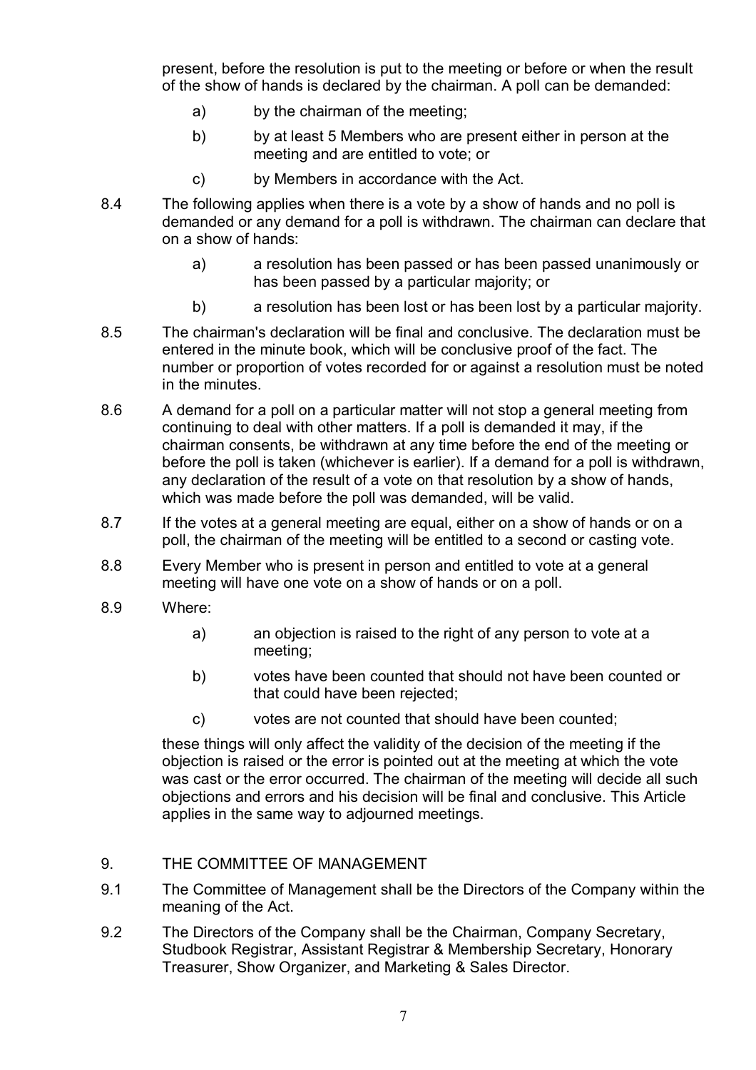present, before the resolution is put to the meeting or before or when the result of the show of hands is declared by the chairman. A poll can be demanded:

a) by the chairman of the meeting;

b) by at least 5 Members who are present either in person at the meeting and are entitled to vote; or

c) by Members in accordance with the Act.

8.4 The following applies when there is a vote by a show of hands and no poll is demanded or any demand for a poll is withdrawn. The chairman can declare that on a show of hands:

a) a resolution has been passed or has been passed unanimously or has been passed by a particular majority; or

b) a resolution has been lost or has been lost by a particular majority.

8.5 The chairman's declaration will be final and conclusive. The declaration must be entered in the minute book, which will be conclusive proof of the fact. The number or proportion of votes recorded for or against a resolution must be noted in the minutes.

8.6 A demand for a poll on a particular matter will not stop a general meeting from continuing to deal with other matters. If a poll is demanded it may, if the chairman consents, be withdrawn at any time before the end of the meeting or before the poll is taken (whichever is earlier). If a demand for a poll is withdrawn, any declaration of the result of a vote on that resolution by a show of hands, which was made before the poll was demanded, will be valid.

8.7 If the votes at a general meeting are equal, either on a show of hands or on a poll, the chairman of the meeting will be entitled to a second or casting vote.

8.8 Every Member who is present in person and entitled to vote at a general meeting will have one vote on a show of hands or on a poll.

8.9 Where:

a) an objection is raised to the right of any person to vote at a meeting;

b) votes have been counted that should not have been counted or that could have been rejected;

c) votes are not counted that should have been counted;

these things will only affect the validity of the decision of the meeting if the objection is raised or the error is pointed out at the meeting at which the vote was cast or the error occurred. The chairman of the meeting will decide all such objections and errors and his decision will be final and conclusive. This Article applies in the same way to adjourned meetings.

## 9. THE COMMITTEE OF MANAGEMENT

9.1 The Committee of Management shall be the Directors of the Company within the meaning of the Act.

9.2 The Directors of the Company shall be the Chairman, Company Secretary, Studbook Registrar, Assistant Registrar & Membership Secretary, Honorary Treasurer, Show Organizer, and Marketing & Sales Director.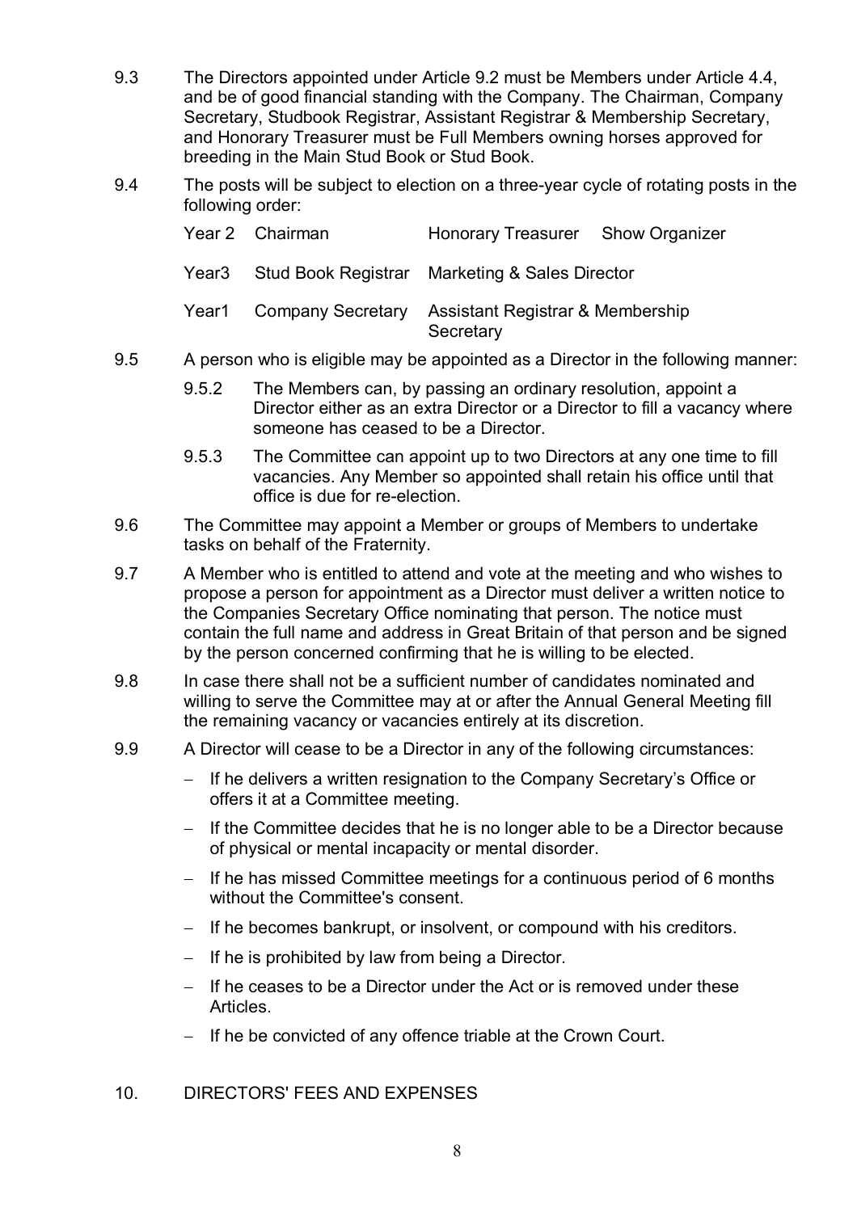9.3 The Directors appointed under Article 9.2 must be Members under Article 4.4, and be of good financial standing with the Company. The Chairman, Company Secretary, Studbook Registrar, Assistant Registrar & Membership Secretary, and Honorary Treasurer must be Full Members owning horses approved for breeding in the Main Stud Book or Stud Book.

9.4 The posts will be subject to election on a three-year cycle of rotating posts in the following order:

| | | | |
|---|---|---|---|
| Year 2 | Chairman | Honorary Treasurer | Show Organizer |
| Year3 | Stud Book Registrar | Marketing & Sales Director | |
| Year1 | Company Secretary | Assistant Registrar & Membership Secretary | |

9.5 A person who is eligible may be appointed as a Director in the following manner:

9.5.2 The Members can, by passing an ordinary resolution, appoint a Director either as an extra Director or a Director to fill a vacancy where someone has ceased to be a Director.

9.5.3 The Committee can appoint up to two Directors at any one time to fill vacancies. Any Member so appointed shall retain his office until that office is due for re-election.

9.6 The Committee may appoint a Member or groups of Members to undertake tasks on behalf of the Fraternity.

9.7 A Member who is entitled to attend and vote at the meeting and who wishes to propose a person for appointment as a Director must deliver a written notice to the Companies Secretary Office nominating that person. The notice must contain the full name and address in Great Britain of that person and be signed by the person concerned confirming that he is willing to be elected.

9.8 In case there shall not be a sufficient number of candidates nominated and willing to serve the Committee may at or after the Annual General Meeting fill the remaining vacancy or vacancies entirely at its discretion.

9.9 A Director will cease to be a Director in any of the following circumstances:

- If he delivers a written resignation to the Company Secretary's Office or offers it at a Committee meeting.
- If the Committee decides that he is no longer able to be a Director because of physical or mental incapacity or mental disorder.
- If he has missed Committee meetings for a continuous period of 6 months without the Committee's consent.
- If he becomes bankrupt, or insolvent, or compound with his creditors.
- If he is prohibited by law from being a Director.
- If he ceases to be a Director under the Act or is removed under these Articles.
- If he be convicted of any offence triable at the Crown Court.

## 10. DIRECTORS' FEES AND EXPENSES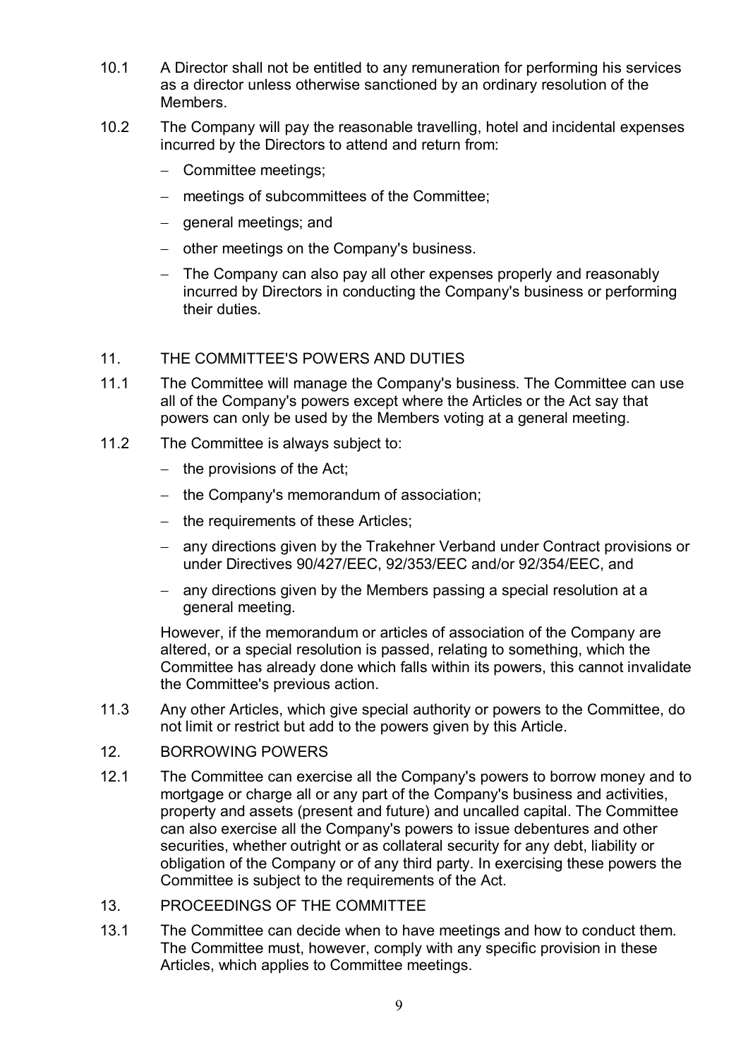10.1 A Director shall not be entitled to any remuneration for performing his services as a director unless otherwise sanctioned by an ordinary resolution of the Members.

10.2 The Company will pay the reasonable travelling, hotel and incidental expenses incurred by the Directors to attend and return from:

- Committee meetings;
- meetings of subcommittees of the Committee;
- general meetings; and
- other meetings on the Company's business.
- The Company can also pay all other expenses properly and reasonably incurred by Directors in conducting the Company's business or performing their duties.

## 11. THE COMMITTEE'S POWERS AND DUTIES

11.1 The Committee will manage the Company's business. The Committee can use all of the Company's powers except where the Articles or the Act say that powers can only be used by the Members voting at a general meeting.

11.2 The Committee is always subject to:

- the provisions of the Act;
- the Company's memorandum of association;
- the requirements of these Articles;
- any directions given by the Trakehner Verband under Contract provisions or under Directives 90/427/EEC, 92/353/EEC and/or 92/354/EEC, and
- any directions given by the Members passing a special resolution at a general meeting.

However, if the memorandum or articles of association of the Company are altered, or a special resolution is passed, relating to something, which the Committee has already done which falls within its powers, this cannot invalidate the Committee's previous action.

11.3 Any other Articles, which give special authority or powers to the Committee, do not limit or restrict but add to the powers given by this Article.

## 12. BORROWING POWERS

12.1 The Committee can exercise all the Company's powers to borrow money and to mortgage or charge all or any part of the Company's business and activities, property and assets (present and future) and uncalled capital. The Committee can also exercise all the Company's powers to issue debentures and other securities, whether outright or as collateral security for any debt, liability or obligation of the Company or of any third party. In exercising these powers the Committee is subject to the requirements of the Act.

## 13. PROCEEDINGS OF THE COMMITTEE

13.1 The Committee can decide when to have meetings and how to conduct them. The Committee must, however, comply with any specific provision in these Articles, which applies to Committee meetings.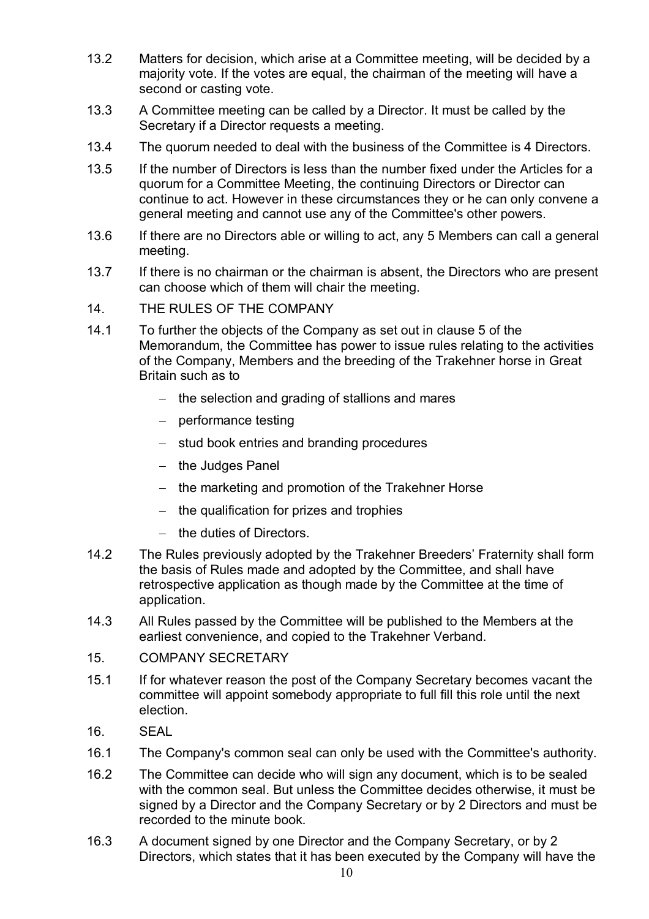13.2 Matters for decision, which arise at a Committee meeting, will be decided by a majority vote. If the votes are equal, the chairman of the meeting will have a second or casting vote.

13.3 A Committee meeting can be called by a Director. It must be called by the Secretary if a Director requests a meeting.

13.4 The quorum needed to deal with the business of the Committee is 4 Directors.

13.5 If the number of Directors is less than the number fixed under the Articles for a quorum for a Committee Meeting, the continuing Directors or Director can continue to act. However in these circumstances they or he can only convene a general meeting and cannot use any of the Committee's other powers.

13.6 If there are no Directors able or willing to act, any 5 Members can call a general meeting.

13.7 If there is no chairman or the chairman is absent, the Directors who are present can choose which of them will chair the meeting.

## 14. THE RULES OF THE COMPANY

14.1 To further the objects of the Company as set out in clause 5 of the Memorandum, the Committee has power to issue rules relating to the activities of the Company, Members and the breeding of the Trakehner horse in Great Britain such as to

- the selection and grading of stallions and mares
- performance testing
- stud book entries and branding procedures
- the Judges Panel
- the marketing and promotion of the Trakehner Horse
- the qualification for prizes and trophies
- the duties of Directors.

14.2 The Rules previously adopted by the Trakehner Breeders' Fraternity shall form the basis of Rules made and adopted by the Committee, and shall have retrospective application as though made by the Committee at the time of application.

14.3 All Rules passed by the Committee will be published to the Members at the earliest convenience, and copied to the Trakehner Verband.

## 15. COMPANY SECRETARY

15.1 If for whatever reason the post of the Company Secretary becomes vacant the committee will appoint somebody appropriate to full fill this role until the next election.

## 16. SEAL

16.1 The Company's common seal can only be used with the Committee's authority.

16.2 The Committee can decide who will sign any document, which is to be sealed with the common seal. But unless the Committee decides otherwise, it must be signed by a Director and the Company Secretary or by 2 Directors and must be recorded to the minute book.

16.3 A document signed by one Director and the Company Secretary, or by 2 Directors, which states that it has been executed by the Company will have the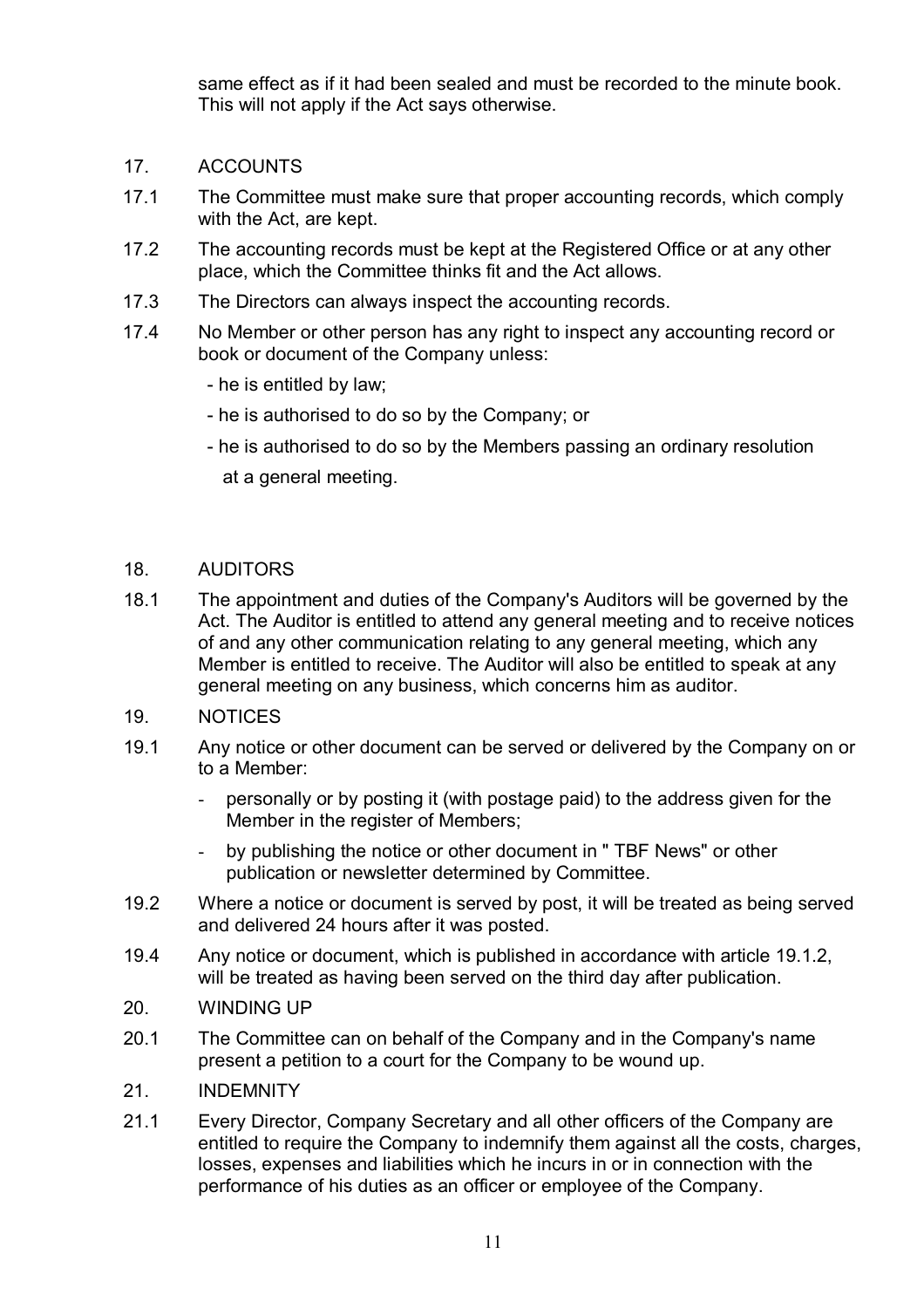same effect as if it had been sealed and must be recorded to the minute book. This will not apply if the Act says otherwise.

## 17. ACCOUNTS

17.1 The Committee must make sure that proper accounting records, which comply with the Act, are kept.

17.2 The accounting records must be kept at the Registered Office or at any other place, which the Committee thinks fit and the Act allows.

17.3 The Directors can always inspect the accounting records.

17.4 No Member or other person has any right to inspect any accounting record or book or document of the Company unless:

- he is entitled by law;
- he is authorised to do so by the Company; or
- he is authorised to do so by the Members passing an ordinary resolution at a general meeting.

## 18. AUDITORS

18.1 The appointment and duties of the Company's Auditors will be governed by the Act. The Auditor is entitled to attend any general meeting and to receive notices of and any other communication relating to any general meeting, which any Member is entitled to receive. The Auditor will also be entitled to speak at any general meeting on any business, which concerns him as auditor.

## 19. NOTICES

19.1 Any notice or other document can be served or delivered by the Company on or to a Member:

- personally or by posting it (with postage paid) to the address given for the Member in the register of Members;
- by publishing the notice or other document in " TBF News" or other publication or newsletter determined by Committee.

19.2 Where a notice or document is served by post, it will be treated as being served and delivered 24 hours after it was posted.

19.4 Any notice or document, which is published in accordance with article 19.1.2, will be treated as having been served on the third day after publication.

## 20. WINDING UP

20.1 The Committee can on behalf of the Company and in the Company's name present a petition to a court for the Company to be wound up.

## 21. INDEMNITY

21.1 Every Director, Company Secretary and all other officers of the Company are entitled to require the Company to indemnify them against all the costs, charges, losses, expenses and liabilities which he incurs in or in connection with the performance of his duties as an officer or employee of the Company.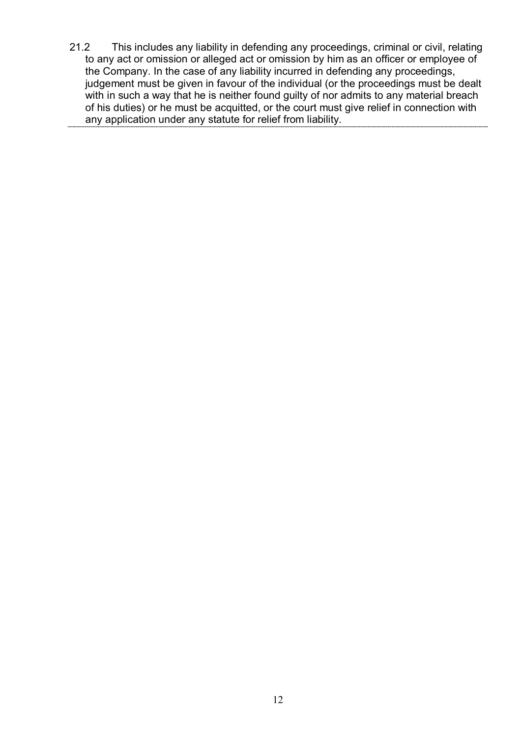21.2 This includes any liability in defending any proceedings, criminal or civil, relating to any act or omission or alleged act or omission by him as an officer or employee of the Company. In the case of any liability incurred in defending any proceedings, judgement must be given in favour of the individual (or the proceedings must be dealt with in such a way that he is neither found guilty of nor admits to any material breach of his duties) or he must be acquitted, or the court must give relief in connection with any application under any statute for relief from liability.